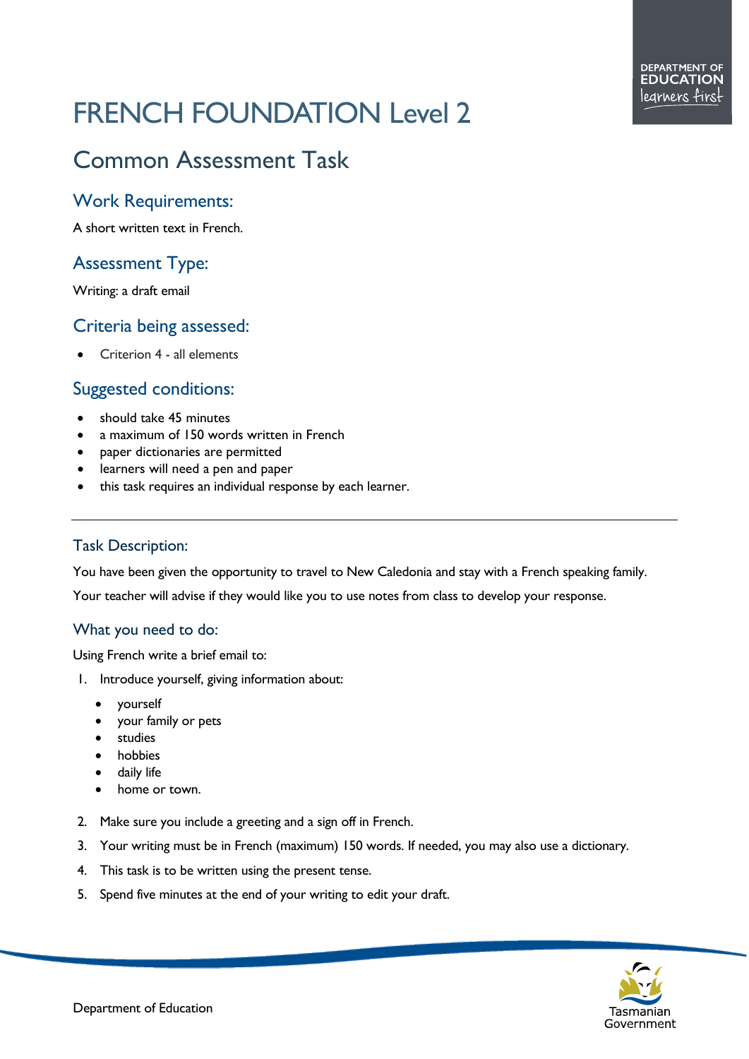# FRENCH FOUNDATION Level 2

## Common Assessment Task

### Work Requirements:

A short written text in French.

### Assessment Type:

Writing: a draft email

### Criteria being assessed:

- Criterion 4 - all elements

### Suggested conditions:

- should take 45 minutes
- a maximum of 150 words written in French
- paper dictionaries are permitted
- learners will need a pen and paper
- this task requires an individual response by each learner.

---

### Task Description:

You have been given the opportunity to travel to New Caledonia and stay with a French speaking family.

Your teacher will advise if they would like you to use notes from class to develop your response.

### What you need to do:

Using French write a brief email to:

1. Introduce yourself, giving information about:
   - yourself
   - your family or pets
   - studies
   - hobbies
   - daily life
   - home or town.
2. Make sure you include a greeting and a sign off in French.
3. Your writing must be in French (maximum) 150 words. If needed, you may also use a dictionary.
4. This task is to be written using the present tense.
5. Spend five minutes at the end of your writing to edit your draft.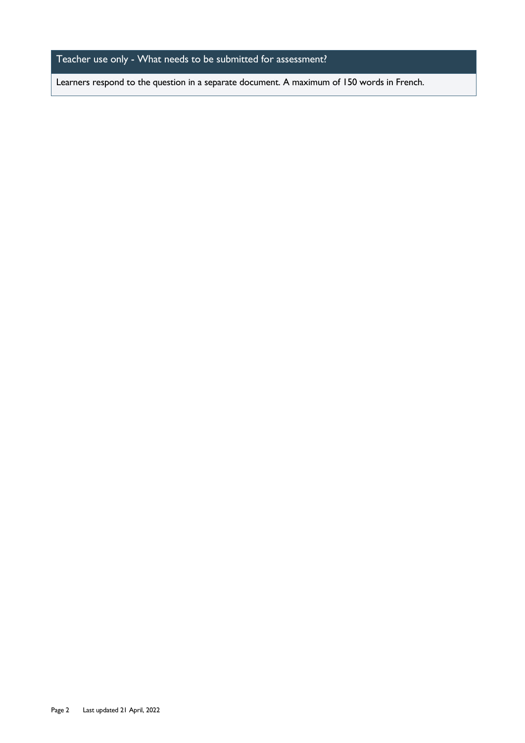| Teacher use only - What needs to be submitted for assessment? |
| --- |
| Learners respond to the question in a separate document. A maximum of 150 words in French. |